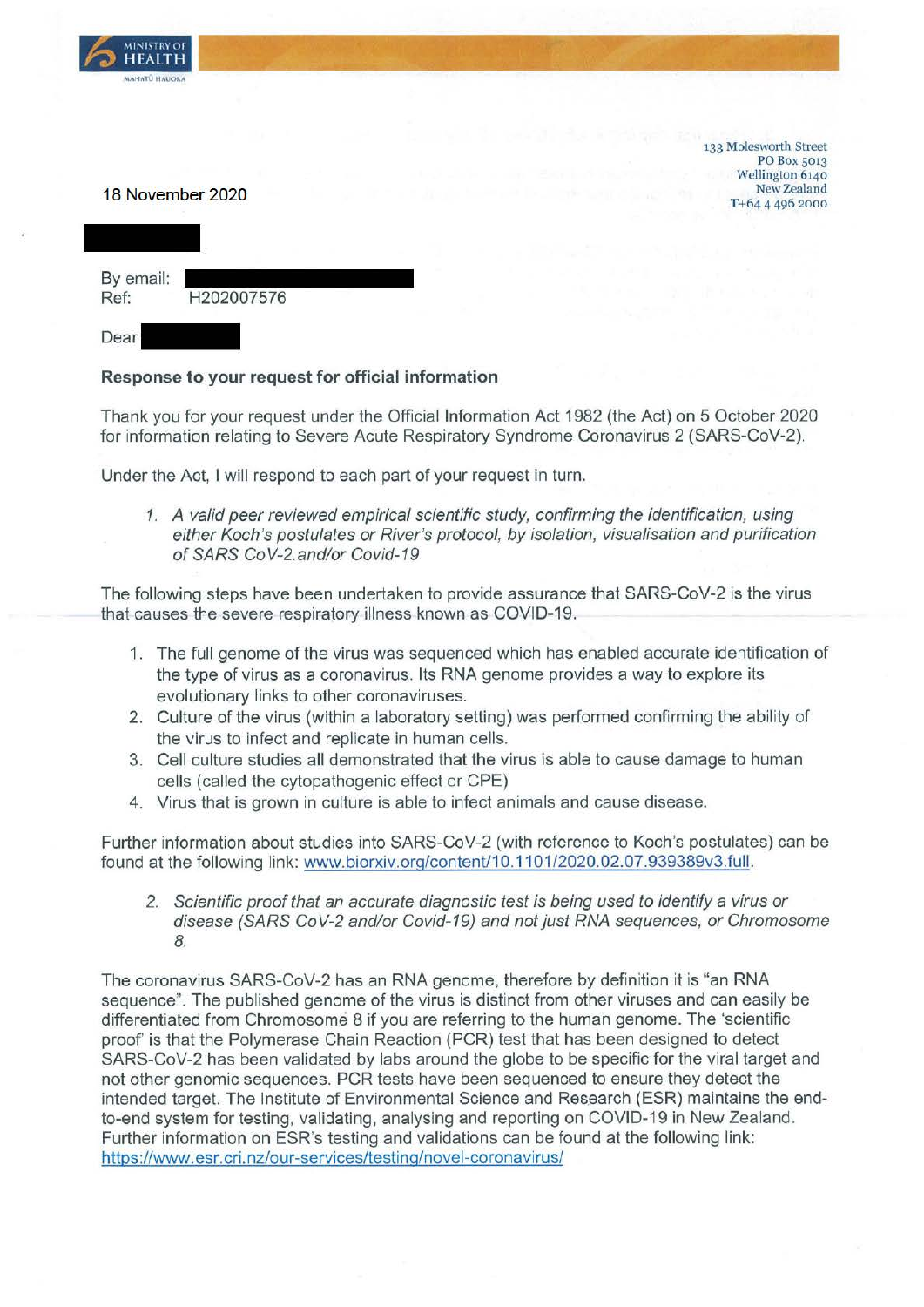MINISTRY OF HEALTH
MANATŪ HAUORA

133 Molesworth Street
PO Box 5013
Wellington 6140
New Zealand
T+64 4 496 2000

18 November 2020

By email:
Ref: H202007576

Dear

**Response to your request for official information**

Thank you for your request under the Official Information Act 1982 (the Act) on 5 October 2020 for information relating to Severe Acute Respiratory Syndrome Coronavirus 2 (SARS-CoV-2).

Under the Act, I will respond to each part of your request in turn.

1. *A valid peer reviewed empirical scientific study, confirming the identification, using either Koch's postulates or River's protocol, by isolation, visualisation and purification of SARS CoV-2.and/or Covid-19*

The following steps have been undertaken to provide assurance that SARS-CoV-2 is the virus that causes the severe respiratory illness known as COVID-19.

1. The full genome of the virus was sequenced which has enabled accurate identification of the type of virus as a coronavirus. Its RNA genome provides a way to explore its evolutionary links to other coronaviruses.
2. Culture of the virus (within a laboratory setting) was performed confirming the ability of the virus to infect and replicate in human cells.
3. Cell culture studies all demonstrated that the virus is able to cause damage to human cells (called the cytopathogenic effect or CPE)
4. Virus that is grown in culture is able to infect animals and cause disease.

Further information about studies into SARS-CoV-2 (with reference to Koch's postulates) can be found at the following link: www.biorxiv.org/content/10.1101/2020.02.07.939389v3.full.

2. *Scientific proof that an accurate diagnostic test is being used to identify a virus or disease (SARS CoV-2 and/or Covid-19) and not just RNA sequences, or Chromosome 8.*

The coronavirus SARS-CoV-2 has an RNA genome, therefore by definition it is "an RNA sequence". The published genome of the virus is distinct from other viruses and can easily be differentiated from Chromosome 8 if you are referring to the human genome. The 'scientific proof' is that the Polymerase Chain Reaction (PCR) test that has been designed to detect SARS-CoV-2 has been validated by labs around the globe to be specific for the viral target and not other genomic sequences. PCR tests have been sequenced to ensure they detect the intended target. The Institute of Environmental Science and Research (ESR) maintains the end-to-end system for testing, validating, analysing and reporting on COVID-19 in New Zealand. Further information on ESR's testing and validations can be found at the following link: https://www.esr.cri.nz/our-services/testing/novel-coronavirus/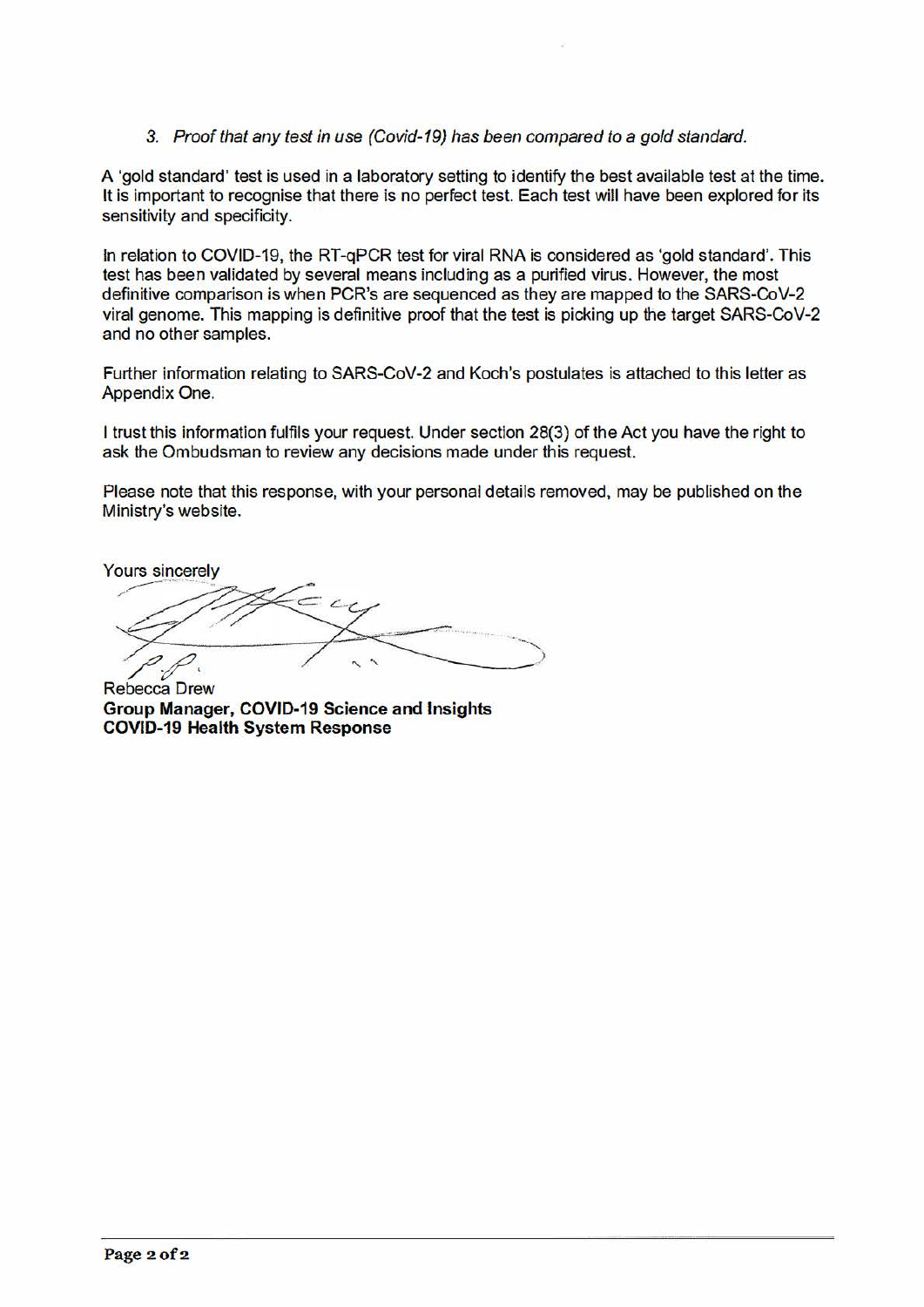3. *Proof that any test in use (Covid-19) has been compared to a gold standard.*

A 'gold standard' test is used in a laboratory setting to identify the best available test at the time. It is important to recognise that there is no perfect test. Each test will have been explored for its sensitivity and specificity.

In relation to COVID-19, the RT-qPCR test for viral RNA is considered as 'gold standard'. This test has been validated by several means including as a purified virus. However, the most definitive comparison is when PCR's are sequenced as they are mapped to the SARS-CoV-2 viral genome. This mapping is definitive proof that the test is picking up the target SARS-CoV-2 and no other samples.

Further information relating to SARS-CoV-2 and Koch's postulates is attached to this letter as Appendix One.

I trust this information fulfils your request. Under section 28(3) of the Act you have the right to ask the Ombudsman to review any decisions made under this request.

Please note that this response, with your personal details removed, may be published on the Ministry's website.

Yours sincerely

p.p.

Rebecca Drew
**Group Manager, COVID-19 Science and Insights**
**COVID-19 Health System Response**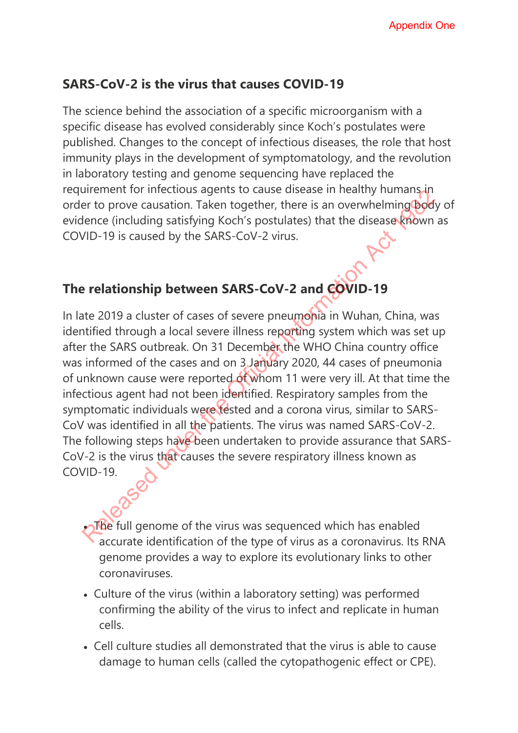Appendix One

## SARS-CoV-2 is the virus that causes COVID-19

The science behind the association of a specific microorganism with a specific disease has evolved considerably since Koch's postulates were published. Changes to the concept of infectious diseases, the role that host immunity plays in the development of symptomatology, and the revolution in laboratory testing and genome sequencing have replaced the requirement for infectious agents to cause disease in healthy humans in order to prove causation. Taken together, there is an overwhelming body of evidence (including satisfying Koch's postulates) that the disease known as COVID-19 is caused by the SARS-CoV-2 virus.

## The relationship between SARS-CoV-2 and COVID-19

In late 2019 a cluster of cases of severe pneumonia in Wuhan, China, was identified through a local severe illness reporting system which was set up after the SARS outbreak. On 31 December the WHO China country office was informed of the cases and on 3 January 2020, 44 cases of pneumonia of unknown cause were reported of whom 11 were very ill. At that time the infectious agent had not been identified. Respiratory samples from the symptomatic individuals were tested and a corona virus, similar to SARS-CoV was identified in all the patients. The virus was named SARS-CoV-2. The following steps have been undertaken to provide assurance that SARS-CoV-2 is the virus that causes the severe respiratory illness known as COVID-19.

- The full genome of the virus was sequenced which has enabled accurate identification of the type of virus as a coronavirus. Its RNA genome provides a way to explore its evolutionary links to other coronaviruses.
- Culture of the virus (within a laboratory setting) was performed confirming the ability of the virus to infect and replicate in human cells.
- Cell culture studies all demonstrated that the virus is able to cause damage to human cells (called the cytopathogenic effect or CPE).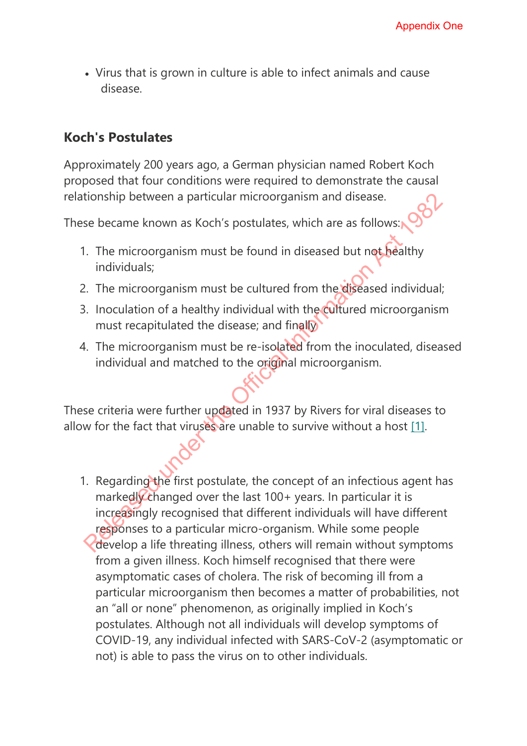- Virus that is grown in culture is able to infect animals and cause disease.

## Koch's Postulates

Approximately 200 years ago, a German physician named Robert Koch proposed that four conditions were required to demonstrate the causal relationship between a particular microorganism and disease.

These became known as Koch's postulates, which are as follows:

1. The microorganism must be found in diseased but not healthy individuals;
2. The microorganism must be cultured from the diseased individual;
3. Inoculation of a healthy individual with the cultured microorganism must recapitulated the disease; and finally
4. The microorganism must be re-isolated from the inoculated, diseased individual and matched to the original microorganism.

These criteria were further updated in 1937 by Rivers for viral diseases to allow for the fact that viruses are unable to survive without a host [1].

1. Regarding the first postulate, the concept of an infectious agent has markedly changed over the last 100+ years. In particular it is increasingly recognised that different individuals will have different responses to a particular micro-organism. While some people develop a life threating illness, others will remain without symptoms from a given illness. Koch himself recognised that there were asymptomatic cases of cholera. The risk of becoming ill from a particular microorganism then becomes a matter of probabilities, not an "all or none" phenomenon, as originally implied in Koch's postulates. Although not all individuals will develop symptoms of COVID-19, any individual infected with SARS-CoV-2 (asymptomatic or not) is able to pass the virus on to other individuals.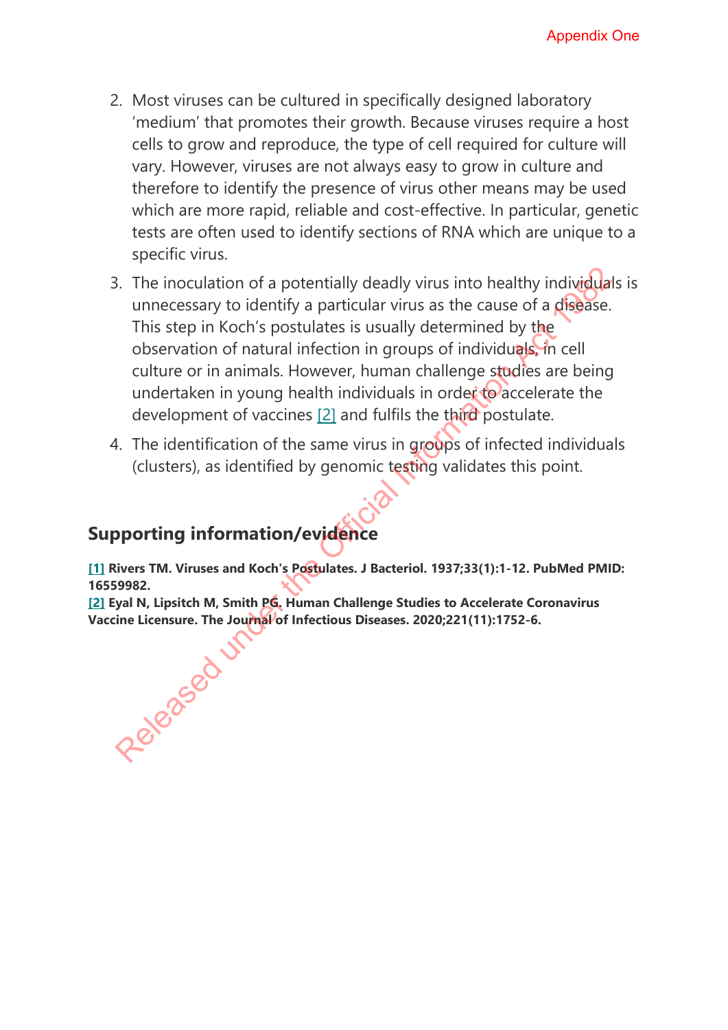2. Most viruses can be cultured in specifically designed laboratory 'medium' that promotes their growth. Because viruses require a host cells to grow and reproduce, the type of cell required for culture will vary. However, viruses are not always easy to grow in culture and therefore to identify the presence of virus other means may be used which are more rapid, reliable and cost-effective. In particular, genetic tests are often used to identify sections of RNA which are unique to a specific virus.
3. The inoculation of a potentially deadly virus into healthy individuals is unnecessary to identify a particular virus as the cause of a disease. This step in Koch's postulates is usually determined by the observation of natural infection in groups of individuals, in cell culture or in animals. However, human challenge studies are being undertaken in young health individuals in order to accelerate the development of vaccines [2] and fulfils the third postulate.
4. The identification of the same virus in groups of infected individuals (clusters), as identified by genomic testing validates this point.

## Supporting information/evidence

**[1] Rivers TM. Viruses and Koch's Postulates. J Bacteriol. 1937;33(1):1-12. PubMed PMID: 16559982.**

**[2] Eyal N, Lipsitch M, Smith PG. Human Challenge Studies to Accelerate Coronavirus Vaccine Licensure. The Journal of Infectious Diseases. 2020;221(11):1752-6.**